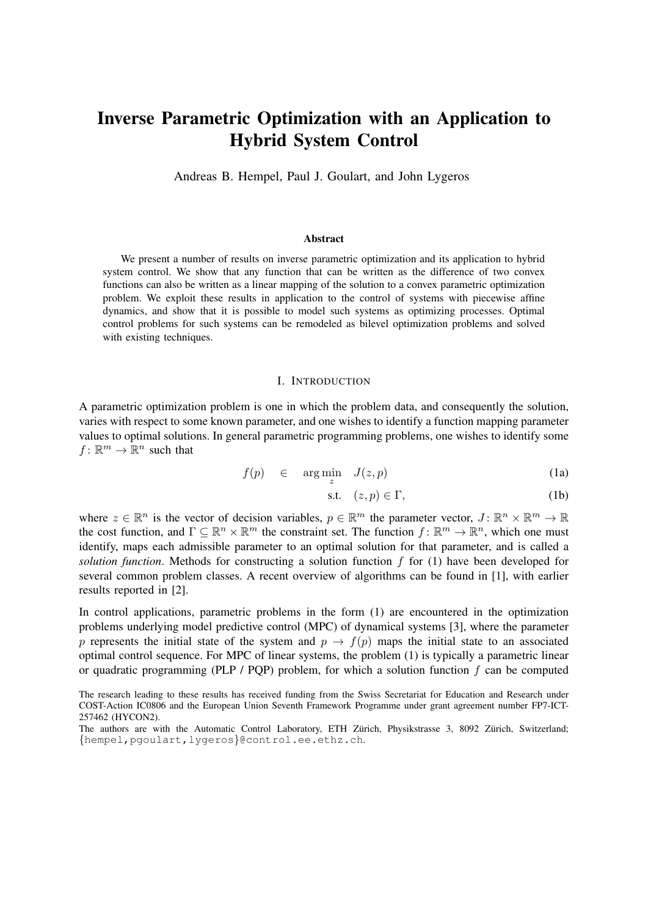# Inverse Parametric Optimization with an Application to Hybrid System Control

Andreas B. Hempel, Paul J. Goulart, and John Lygeros

### Abstract

We present a number of results on inverse parametric optimization and its application to hybrid system control. We show that any function that can be written as the difference of two convex functions can also be written as a linear mapping of the solution to a convex parametric optimization problem. We exploit these results in application to the control of systems with piecewise affine dynamics, and show that it is possible to model such systems as optimizing processes. Optimal control problems for such systems can be remodeled as bilevel optimization problems and solved with existing techniques.

## I. Introduction

A parametric optimization problem is one in which the problem data, and consequently the solution, varies with respect to some known parameter, and one wishes to identify a function mapping parameter values to optimal solutions. In general parametric programming problems, one wishes to identify some $f\colon \mathbb{R}^m \to \mathbb{R}^n$ such that

$$f(p) \quad \in \quad \arg\min_{z} \quad J(z,p) \tag{1a}$$

$$\text{s.t.} \quad (z,p) \in \Gamma, \tag{1b}$$

where $z \in \mathbb{R}^n$ is the vector of decision variables, $p \in \mathbb{R}^m$ the parameter vector, $J\colon \mathbb{R}^n \times \mathbb{R}^m \to \mathbb{R}$ the cost function, and $\Gamma \subseteq \mathbb{R}^n \times \mathbb{R}^m$ the constraint set. The function $f\colon \mathbb{R}^m \to \mathbb{R}^n$, which one must identify, maps each admissible parameter to an optimal solution for that parameter, and is called a *solution function*. Methods for constructing a solution function $f$ for (1) have been developed for several common problem classes. A recent overview of algorithms can be found in [1], with earlier results reported in [2].

In control applications, parametric problems in the form (1) are encountered in the optimization problems underlying model predictive control (MPC) of dynamical systems [3], where the parameter $p$ represents the initial state of the system and $p \to f(p)$ maps the initial state to an associated optimal control sequence. For MPC of linear systems, the problem (1) is typically a parametric linear or quadratic programming (PLP / PQP) problem, for which a solution function $f$ can be computed

The research leading to these results has received funding from the Swiss Secretariat for Education and Research under COST-Action IC0806 and the European Union Seventh Framework Programme under grant agreement number FP7-ICT-257462 (HYCON2).

The authors are with the Automatic Control Laboratory, ETH Zürich, Physikstrasse 3, 8092 Zürich, Switzerland; {hempel,pgoulart,lygeros}@control.ee.ethz.ch.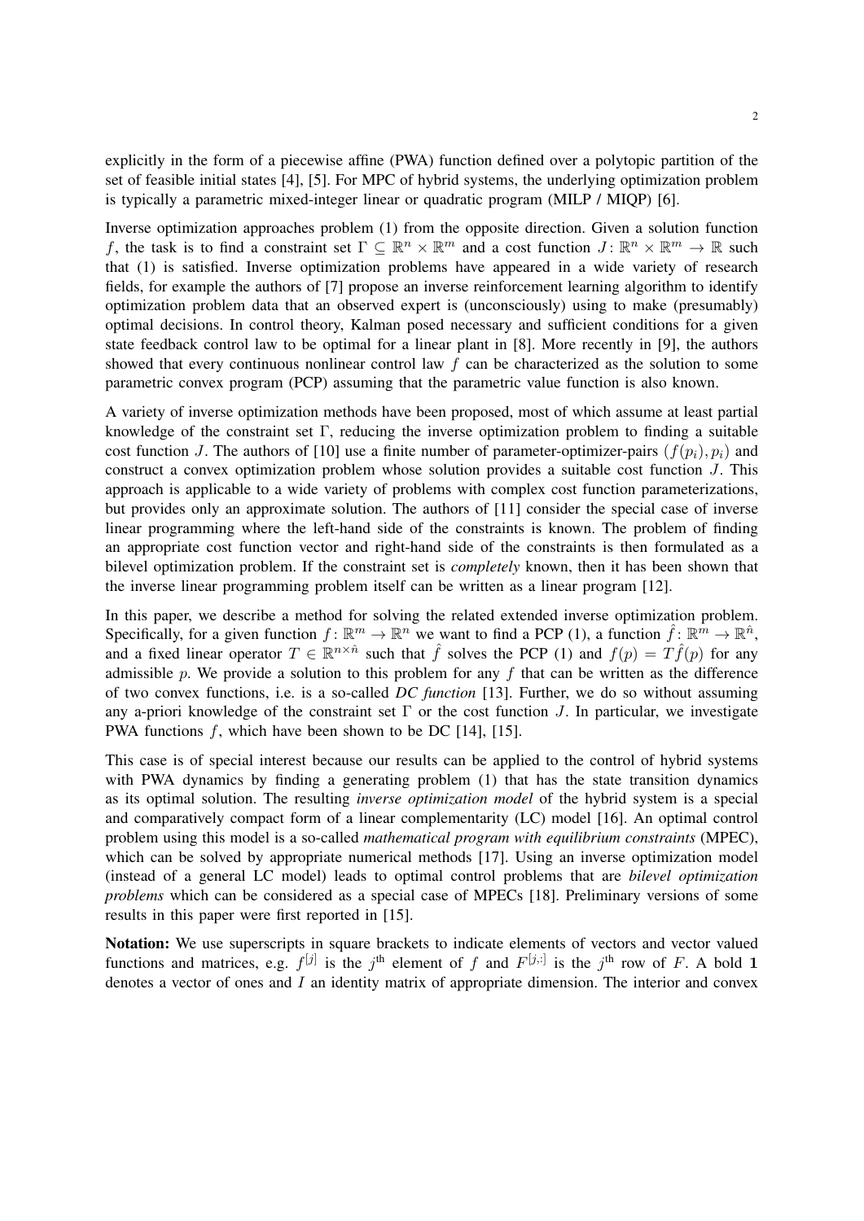explicitly in the form of a piecewise affine (PWA) function defined over a polytopic partition of the set of feasible initial states [4], [5]. For MPC of hybrid systems, the underlying optimization problem is typically a parametric mixed-integer linear or quadratic program (MILP / MIQP) [6].

Inverse optimization approaches problem (1) from the opposite direction. Given a solution function $f$, the task is to find a constraint set $\Gamma \subseteq \mathbb{R}^n \times \mathbb{R}^m$ and a cost function $J\colon \mathbb{R}^n \times \mathbb{R}^m \to \mathbb{R}$ such that (1) is satisfied. Inverse optimization problems have appeared in a wide variety of research fields, for example the authors of [7] propose an inverse reinforcement learning algorithm to identify optimization problem data that an observed expert is (unconsciously) using to make (presumably) optimal decisions. In control theory, Kalman posed necessary and sufficient conditions for a given state feedback control law to be optimal for a linear plant in [8]. More recently in [9], the authors showed that every continuous nonlinear control law $f$ can be characterized as the solution to some parametric convex program (PCP) assuming that the parametric value function is also known.

A variety of inverse optimization methods have been proposed, most of which assume at least partial knowledge of the constraint set $\Gamma$, reducing the inverse optimization problem to finding a suitable cost function $J$. The authors of [10] use a finite number of parameter-optimizer-pairs $(f(p_i), p_i)$ and construct a convex optimization problem whose solution provides a suitable cost function $J$. This approach is applicable to a wide variety of problems with complex cost function parameterizations, but provides only an approximate solution. The authors of [11] consider the special case of inverse linear programming where the left-hand side of the constraints is known. The problem of finding an appropriate cost function vector and right-hand side of the constraints is then formulated as a bilevel optimization problem. If the constraint set is *completely* known, then it has been shown that the inverse linear programming problem itself can be written as a linear program [12].

In this paper, we describe a method for solving the related extended inverse optimization problem. Specifically, for a given function $f\colon \mathbb{R}^m \to \mathbb{R}^n$ we want to find a PCP (1), a function $\hat{f}\colon \mathbb{R}^m \to \mathbb{R}^{\hat{n}}$, and a fixed linear operator $T \in \mathbb{R}^{n \times \hat{n}}$ such that $\hat{f}$ solves the PCP (1) and $f(p) = T\hat{f}(p)$ for any admissible $p$. We provide a solution to this problem for any $f$ that can be written as the difference of two convex functions, i.e. is a so-called *DC function* [13]. Further, we do so without assuming any a-priori knowledge of the constraint set $\Gamma$ or the cost function $J$. In particular, we investigate PWA functions $f$, which have been shown to be DC [14], [15].

This case is of special interest because our results can be applied to the control of hybrid systems with PWA dynamics by finding a generating problem (1) that has the state transition dynamics as its optimal solution. The resulting *inverse optimization model* of the hybrid system is a special and comparatively compact form of a linear complementarity (LC) model [16]. An optimal control problem using this model is a so-called *mathematical program with equilibrium constraints* (MPEC), which can be solved by appropriate numerical methods [17]. Using an inverse optimization model (instead of a general LC model) leads to optimal control problems that are *bilevel optimization problems* which can be considered as a special case of MPECs [18]. Preliminary versions of some results in this paper were first reported in [15].

**Notation:** We use superscripts in square brackets to indicate elements of vectors and vector valued functions and matrices, e.g. $f^{[j]}$ is the $j^{\text{th}}$ element of $f$ and $F^{[j,:]}$ is the $j^{\text{th}}$ row of $F$. A bold $\mathbf{1}$ denotes a vector of ones and $I$ an identity matrix of appropriate dimension. The interior and convex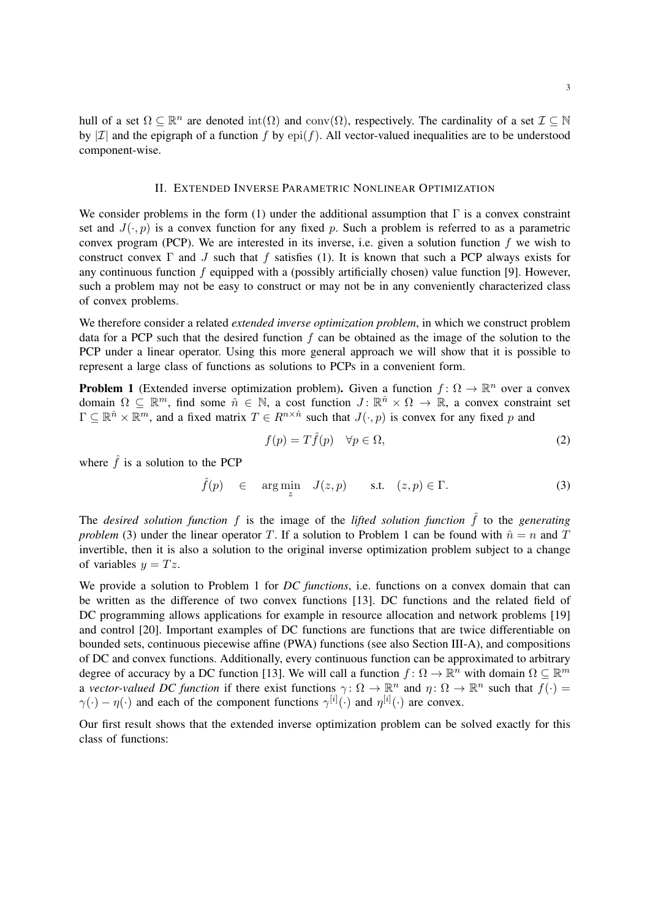hull of a set $\Omega \subseteq \mathbb{R}^n$ are denoted $\text{int}(\Omega)$ and $\text{conv}(\Omega)$, respectively. The cardinality of a set $\mathcal{I} \subseteq \mathbb{N}$ by $|\mathcal{I}|$ and the epigraph of a function $f$ by $\text{epi}(f)$. All vector-valued inequalities are to be understood component-wise.

## II. Extended Inverse Parametric Nonlinear Optimization

We consider problems in the form (1) under the additional assumption that $\Gamma$ is a convex constraint set and $J(\cdot, p)$ is a convex function for any fixed $p$. Such a problem is referred to as a parametric convex program (PCP). We are interested in its inverse, i.e. given a solution function $f$ we wish to construct convex $\Gamma$ and $J$ such that $f$ satisfies (1). It is known that such a PCP always exists for any continuous function $f$ equipped with a (possibly artificially chosen) value function [9]. However, such a problem may not be easy to construct or may not be in any conveniently characterized class of convex problems.

We therefore consider a related *extended inverse optimization problem*, in which we construct problem data for a PCP such that the desired function $f$ can be obtained as the image of the solution to the PCP under a linear operator. Using this more general approach we will show that it is possible to represent a large class of functions as solutions to PCPs in a convenient form.

**Problem 1** (Extended inverse optimization problem)**.** Given a function $f\colon \Omega \to \mathbb{R}^n$ over a convex domain $\Omega \subseteq \mathbb{R}^m$, find some $\hat{n} \in \mathbb{N}$, a cost function $J\colon \mathbb{R}^{\hat{n}} \times \Omega \to \mathbb{R}$, a convex constraint set $\Gamma \subseteq \mathbb{R}^{\hat{n}} \times \mathbb{R}^m$, and a fixed matrix $T \in R^{n \times \hat{n}}$ such that $J(\cdot, p)$ is convex for any fixed $p$ and

$$f(p) = T\hat{f}(p) \quad \forall p \in \Omega, \tag{2}$$

where $\hat{f}$ is a solution to the PCP

$$\hat{f}(p) \quad \in \quad \arg\min_{z} \quad J(z, p) \qquad \text{s.t.} \quad (z, p) \in \Gamma. \tag{3}$$

The *desired solution function* $f$ is the image of the *lifted solution function* $\hat{f}$ to the *generating problem* (3) under the linear operator $T$. If a solution to Problem 1 can be found with $\hat{n} = n$ and $T$ invertible, then it is also a solution to the original inverse optimization problem subject to a change of variables $y = Tz$.

We provide a solution to Problem 1 for *DC functions*, i.e. functions on a convex domain that can be written as the difference of two convex functions [13]. DC functions and the related field of DC programming allows applications for example in resource allocation and network problems [19] and control [20]. Important examples of DC functions are functions that are twice differentiable on bounded sets, continuous piecewise affine (PWA) functions (see also Section III-A), and compositions of DC and convex functions. Additionally, every continuous function can be approximated to arbitrary degree of accuracy by a DC function [13]. We will call a function $f\colon \Omega \to \mathbb{R}^n$ with domain $\Omega \subseteq \mathbb{R}^m$ a *vector-valued DC function* if there exist functions $\gamma\colon \Omega \to \mathbb{R}^n$ and $\eta\colon \Omega \to \mathbb{R}^n$ such that $f(\cdot) = \gamma(\cdot) - \eta(\cdot)$ and each of the component functions $\gamma^{[i]}(\cdot)$ and $\eta^{[i]}(\cdot)$ are convex.

Our first result shows that the extended inverse optimization problem can be solved exactly for this class of functions: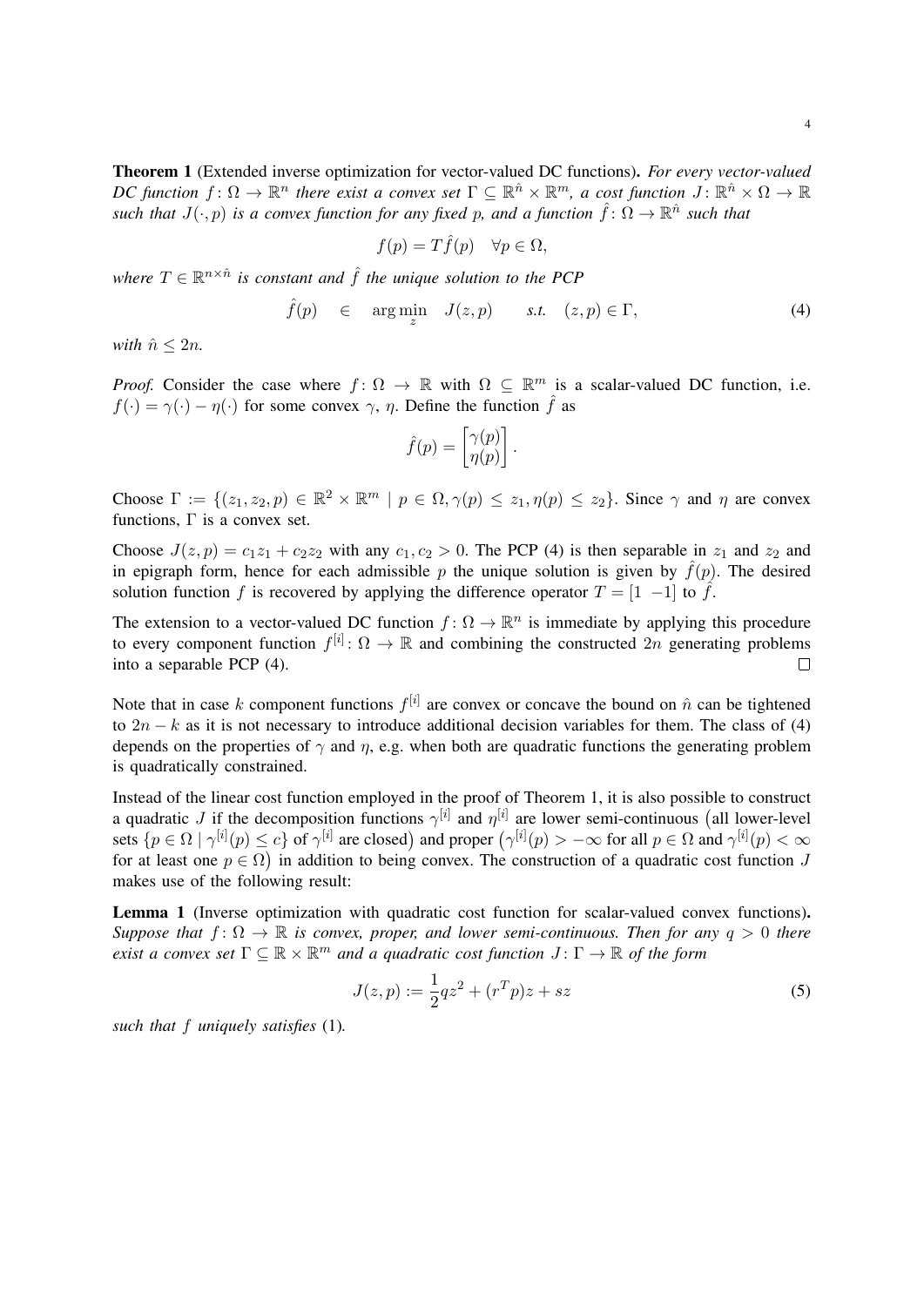**Theorem 1** (Extended inverse optimization for vector-valued DC functions)**.** *For every vector-valued DC function $f\colon \Omega \to \mathbb{R}^n$ there exist a convex set $\Gamma \subseteq \mathbb{R}^{\hat{n}} \times \mathbb{R}^m$, a cost function $J\colon \mathbb{R}^{\hat{n}} \times \Omega \to \mathbb{R}$ such that $J(\cdot, p)$ is a convex function for any fixed $p$, and a function $\hat{f}\colon \Omega \to \mathbb{R}^{\hat{n}}$ such that*

$$f(p) = T\hat{f}(p) \quad \forall p \in \Omega,$$

*where $T \in \mathbb{R}^{n \times \hat{n}}$ is constant and $\hat{f}$ the unique solution to the PCP*

$$\hat{f}(p) \quad \in \quad \arg\min_{z} \quad J(z, p) \qquad \textit{s.t.} \quad (z, p) \in \Gamma, \tag{4}$$

*with $\hat{n} \leq 2n$.*

*Proof.* Consider the case where $f\colon \Omega \to \mathbb{R}$ with $\Omega \subseteq \mathbb{R}^m$ is a scalar-valued DC function, i.e. $f(\cdot) = \gamma(\cdot) - \eta(\cdot)$ for some convex $\gamma$, $\eta$. Define the function $\hat{f}$ as

$$\hat{f}(p) = \begin{bmatrix} \gamma(p) \\ \eta(p) \end{bmatrix}.$$

Choose $\Gamma := \{(z_1, z_2, p) \in \mathbb{R}^2 \times \mathbb{R}^m \mid p \in \Omega, \gamma(p) \leq z_1, \eta(p) \leq z_2\}$. Since $\gamma$ and $\eta$ are convex functions, $\Gamma$ is a convex set.

Choose $J(z, p) = c_1 z_1 + c_2 z_2$ with any $c_1, c_2 > 0$. The PCP (4) is then separable in $z_1$ and $z_2$ and in epigraph form, hence for each admissible $p$ the unique solution is given by $\hat{f}(p)$. The desired solution function $f$ is recovered by applying the difference operator $T = [1 \ -1]$ to $\hat{f}$.

The extension to a vector-valued DC function $f\colon \Omega \to \mathbb{R}^n$ is immediate by applying this procedure to every component function $f^{[i]}\colon \Omega \to \mathbb{R}$ and combining the constructed $2n$ generating problems into a separable PCP (4). $\square$

Note that in case $k$ component functions $f^{[i]}$ are convex or concave the bound on $\hat{n}$ can be tightened to $2n - k$ as it is not necessary to introduce additional decision variables for them. The class of (4) depends on the properties of $\gamma$ and $\eta$, e.g. when both are quadratic functions the generating problem is quadratically constrained.

Instead of the linear cost function employed in the proof of Theorem 1, it is also possible to construct a quadratic $J$ if the decomposition functions $\gamma^{[i]}$ and $\eta^{[i]}$ are lower semi-continuous (all lower-level sets $\{p \in \Omega \mid \gamma^{[i]}(p) \leq c\}$ of $\gamma^{[i]}$ are closed) and proper ($\gamma^{[i]}(p) > -\infty$ for all $p \in \Omega$ and $\gamma^{[i]}(p) < \infty$ for at least one $p \in \Omega$) in addition to being convex. The construction of a quadratic cost function $J$ makes use of the following result:

**Lemma 1** (Inverse optimization with quadratic cost function for scalar-valued convex functions)**.** *Suppose that $f\colon \Omega \to \mathbb{R}$ is convex, proper, and lower semi-continuous. Then for any $q > 0$ there exist a convex set $\Gamma \subseteq \mathbb{R} \times \mathbb{R}^m$ and a quadratic cost function $J\colon \Gamma \to \mathbb{R}$ of the form*

$$J(z, p) := \frac{1}{2} q z^2 + (r^T p) z + s z \tag{5}$$

*such that $f$ uniquely satisfies* (1)*.*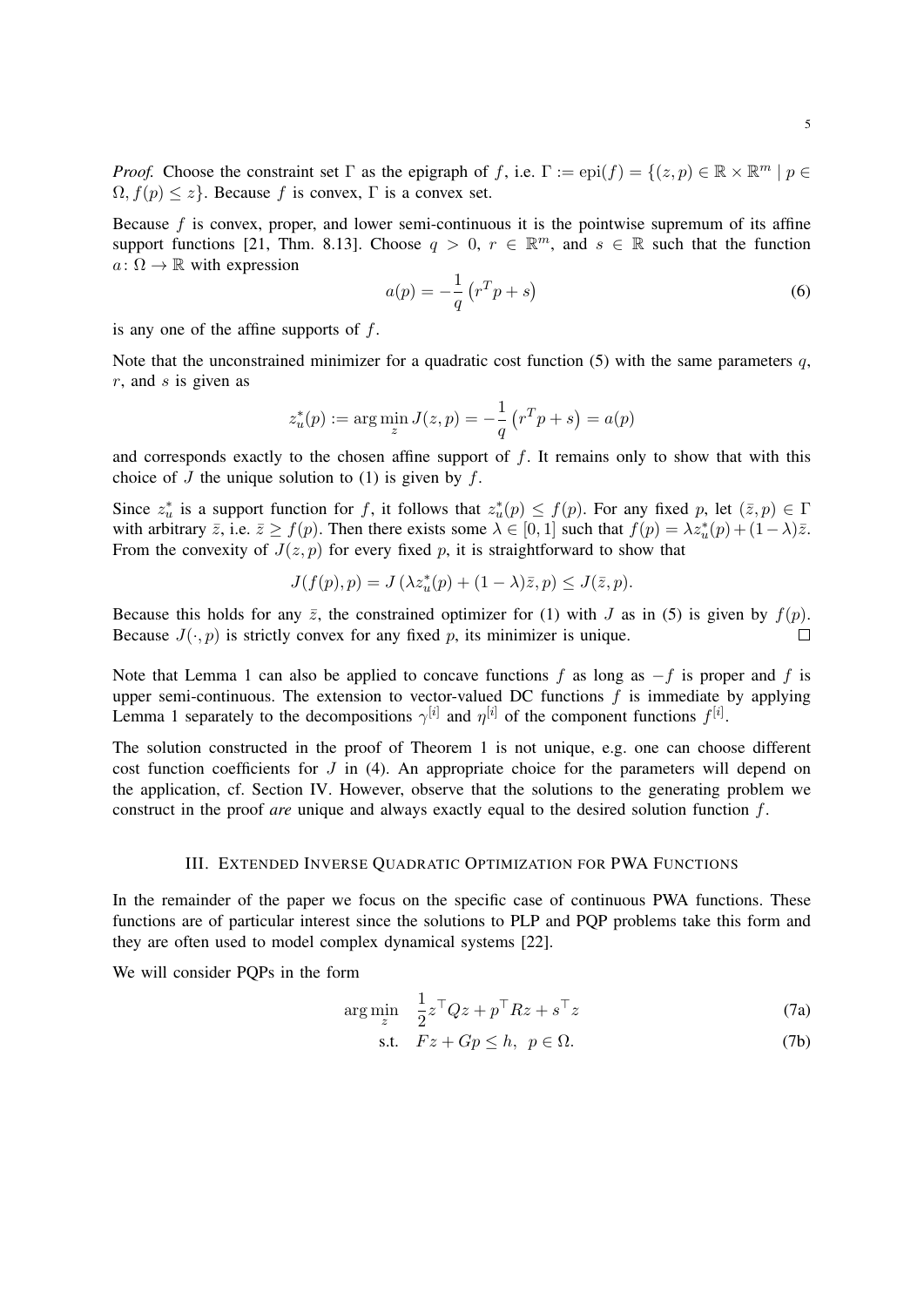*Proof.* Choose the constraint set $\Gamma$ as the epigraph of $f$, i.e. $\Gamma := \text{epi}(f) = \{(z, p) \in \mathbb{R} \times \mathbb{R}^m \mid p \in \Omega, f(p) \leq z\}$. Because $f$ is convex, $\Gamma$ is a convex set.

Because $f$ is convex, proper, and lower semi-continuous it is the pointwise supremum of its affine support functions [21, Thm. 8.13]. Choose $q > 0$, $r \in \mathbb{R}^m$, and $s \in \mathbb{R}$ such that the function $a \colon \Omega \to \mathbb{R}$ with expression

$$a(p) = -\frac{1}{q}\left(r^T p + s\right) \tag{6}$$

is any one of the affine supports of $f$.

Note that the unconstrained minimizer for a quadratic cost function (5) with the same parameters $q$, $r$, and $s$ is given as

$$z_u^*(p) := \arg\min_z J(z,p) = -\frac{1}{q}\left(r^T p + s\right) = a(p)$$

and corresponds exactly to the chosen affine support of $f$. It remains only to show that with this choice of $J$ the unique solution to (1) is given by $f$.

Since $z_u^*$ is a support function for $f$, it follows that $z_u^*(p) \leq f(p)$. For any fixed $p$, let $(\bar{z}, p) \in \Gamma$ with arbitrary $\bar{z}$, i.e. $\bar{z} \geq f(p)$. Then there exists some $\lambda \in [0,1]$ such that $f(p) = \lambda z_u^*(p) + (1-\lambda)\bar{z}$. From the convexity of $J(z,p)$ for every fixed $p$, it is straightforward to show that

$$J(f(p), p) = J\left(\lambda z_u^*(p) + (1-\lambda)\bar{z}, p\right) \leq J(\bar{z}, p).$$

Because this holds for any $\bar{z}$, the constrained optimizer for (1) with $J$ as in (5) is given by $f(p)$. Because $J(\cdot, p)$ is strictly convex for any fixed $p$, its minimizer is unique. $\square$

Note that Lemma 1 can also be applied to concave functions $f$ as long as $-f$ is proper and $f$ is upper semi-continuous. The extension to vector-valued DC functions $f$ is immediate by applying Lemma 1 separately to the decompositions $\gamma^{[i]}$ and $\eta^{[i]}$ of the component functions $f^{[i]}$.

The solution constructed in the proof of Theorem 1 is not unique, e.g. one can choose different cost function coefficients for $J$ in (4). An appropriate choice for the parameters will depend on the application, cf. Section IV. However, observe that the solutions to the generating problem we construct in the proof *are* unique and always exactly equal to the desired solution function $f$.

## III. Extended Inverse Quadratic Optimization for PWA Functions

In the remainder of the paper we focus on the specific case of continuous PWA functions. These functions are of particular interest since the solutions to PLP and PQP problems take this form and they are often used to model complex dynamical systems [22].

We will consider PQPs in the form

$$\arg\min_z \quad \frac{1}{2} z^\top Q z + p^\top R z + s^\top z \tag{7a}$$

$$\text{s.t.} \quad Fz + Gp \leq h, \;\; p \in \Omega. \tag{7b}$$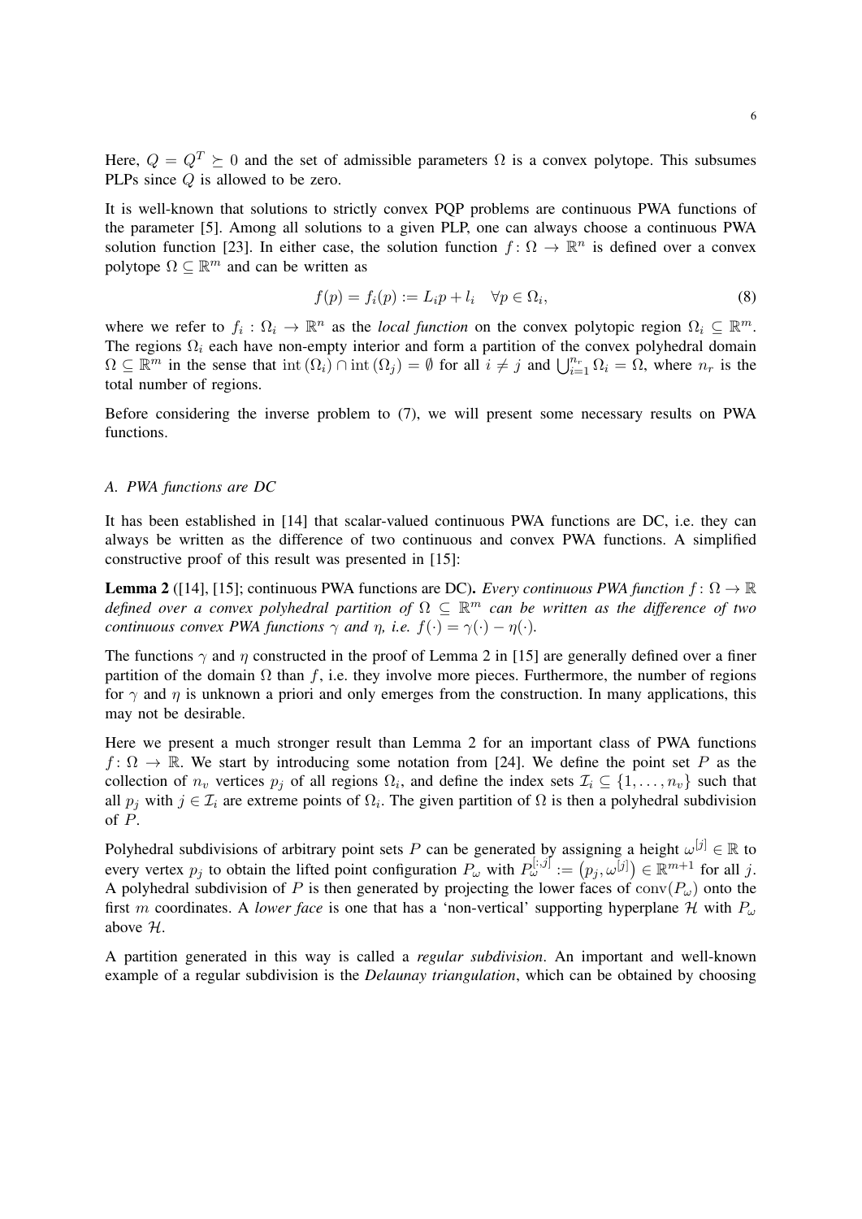Here, $Q = Q^T \succeq 0$ and the set of admissible parameters $\Omega$ is a convex polytope. This subsumes PLPs since $Q$ is allowed to be zero.

It is well-known that solutions to strictly convex PQP problems are continuous PWA functions of the parameter [5]. Among all solutions to a given PLP, one can always choose a continuous PWA solution function [23]. In either case, the solution function $f : \Omega \to \mathbb{R}^n$ is defined over a convex polytope $\Omega \subseteq \mathbb{R}^m$ and can be written as

$$f(p) = f_i(p) := L_i p + l_i \quad \forall p \in \Omega_i, \tag{8}$$

where we refer to $f_i : \Omega_i \to \mathbb{R}^n$ as the *local function* on the convex polytopic region $\Omega_i \subseteq \mathbb{R}^m$. The regions $\Omega_i$ each have non-empty interior and form a partition of the convex polyhedral domain $\Omega \subseteq \mathbb{R}^m$ in the sense that $\operatorname{int}(\Omega_i) \cap \operatorname{int}(\Omega_j) = \emptyset$ for all $i \neq j$ and $\bigcup_{i=1}^{n_r} \Omega_i = \Omega$, where $n_r$ is the total number of regions.

Before considering the inverse problem to (7), we will present some necessary results on PWA functions.

### A. PWA functions are DC

It has been established in [14] that scalar-valued continuous PWA functions are DC, i.e. they can always be written as the difference of two continuous and convex PWA functions. A simplified constructive proof of this result was presented in [15]:

**Lemma 2** ([14], [15]; continuous PWA functions are DC)**.** *Every continuous PWA function $f : \Omega \to \mathbb{R}$ defined over a convex polyhedral partition of $\Omega \subseteq \mathbb{R}^m$ can be written as the difference of two continuous convex PWA functions $\gamma$ and $\eta$, i.e. $f(\cdot) = \gamma(\cdot) - \eta(\cdot)$.*

The functions $\gamma$ and $\eta$ constructed in the proof of Lemma 2 in [15] are generally defined over a finer partition of the domain $\Omega$ than $f$, i.e. they involve more pieces. Furthermore, the number of regions for $\gamma$ and $\eta$ is unknown a priori and only emerges from the construction. In many applications, this may not be desirable.

Here we present a much stronger result than Lemma 2 for an important class of PWA functions $f : \Omega \to \mathbb{R}$. We start by introducing some notation from [24]. We define the point set $P$ as the collection of $n_v$ vertices $p_j$ of all regions $\Omega_i$, and define the index sets $\mathcal{I}_i \subseteq \{1, \ldots, n_v\}$ such that all $p_j$ with $j \in \mathcal{I}_i$ are extreme points of $\Omega_i$. The given partition of $\Omega$ is then a polyhedral subdivision of $P$.

Polyhedral subdivisions of arbitrary point sets $P$ can be generated by assigning a height $\omega^{[j]} \in \mathbb{R}$ to every vertex $p_j$ to obtain the lifted point configuration $P_\omega$ with $P_\omega^{[:,j]} := \left(p_j, \omega^{[j]}\right) \in \mathbb{R}^{m+1}$ for all $j$. A polyhedral subdivision of $P$ is then generated by projecting the lower faces of $\operatorname{conv}(P_\omega)$ onto the first $m$ coordinates. A *lower face* is one that has a 'non-vertical' supporting hyperplane $\mathcal{H}$ with $P_\omega$ above $\mathcal{H}$.

A partition generated in this way is called a *regular subdivision*. An important and well-known example of a regular subdivision is the *Delaunay triangulation*, which can be obtained by choosing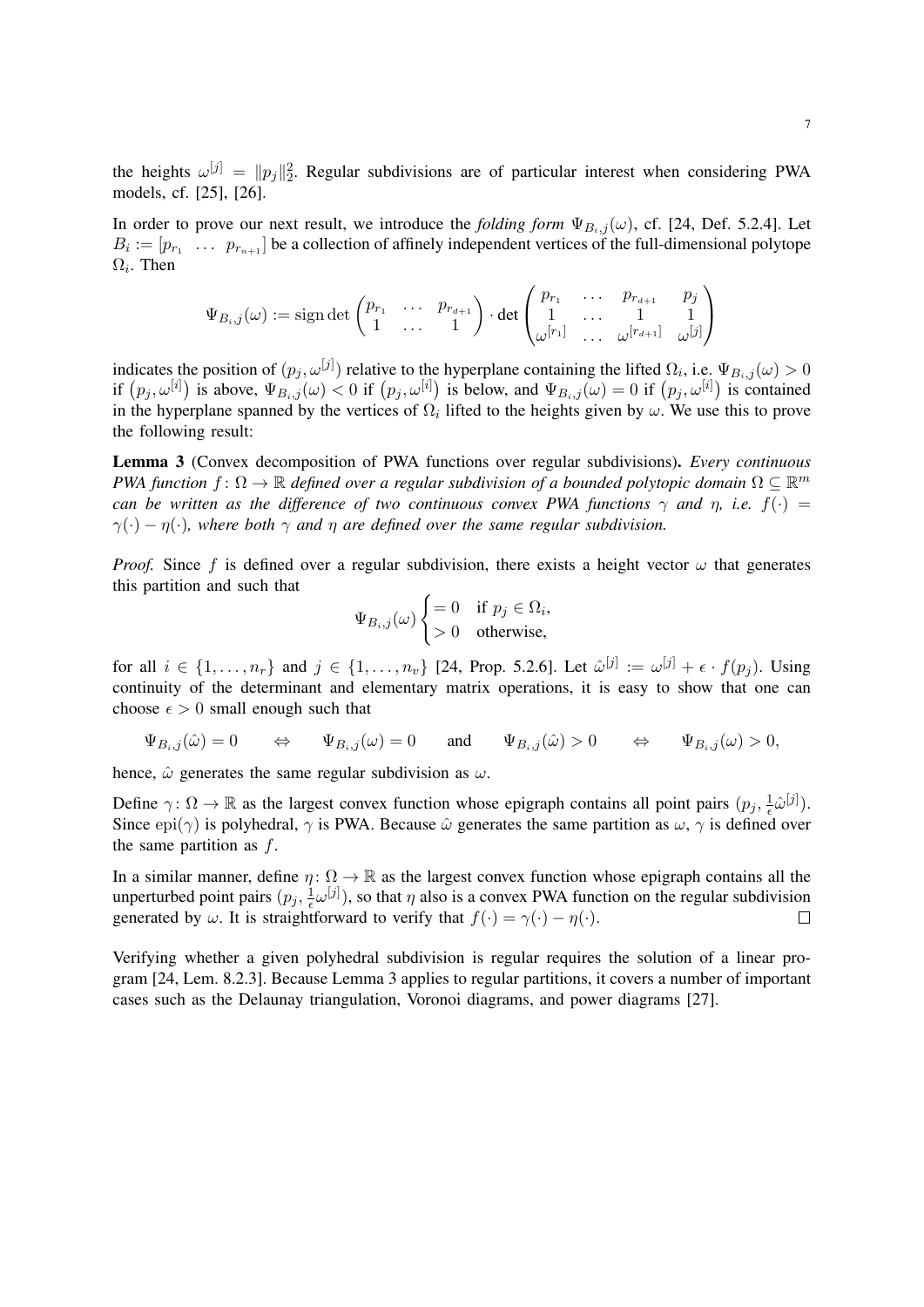the heights $\omega^{[j]} = \|p_j\|_2^2$. Regular subdivisions are of particular interest when considering PWA models, cf. [25], [26].

In order to prove our next result, we introduce the *folding form* $\Psi_{B_i,j}(\omega)$, cf. [24, Def. 5.2.4]. Let $B_i := [p_{r_1} \ \ \dots \ \ p_{r_{n+1}}]$ be a collection of affinely independent vertices of the full-dimensional polytope $\Omega_i$. Then

$$\Psi_{B_i,j}(\omega) := \operatorname{sign} \det \begin{pmatrix} p_{r_1} & \dots & p_{r_{d+1}} \\ 1 & \dots & 1 \end{pmatrix} \cdot \det \begin{pmatrix} p_{r_1} & \dots & p_{r_{d+1}} & p_j \\ 1 & \dots & 1 & 1 \\ \omega^{[r_1]} & \dots & \omega^{[r_{d+1}]} & \omega^{[j]} \end{pmatrix}$$

indicates the position of $(p_j, \omega^{[j]})$ relative to the hyperplane containing the lifted $\Omega_i$, i.e. $\Psi_{B_i,j}(\omega) > 0$ if $(p_j, \omega^{[i]})$ is above, $\Psi_{B_i,j}(\omega) < 0$ if $(p_j, \omega^{[i]})$ is below, and $\Psi_{B_i,j}(\omega) = 0$ if $(p_j, \omega^{[i]})$ is contained in the hyperplane spanned by the vertices of $\Omega_i$ lifted to the heights given by $\omega$. We use this to prove the following result:

**Lemma 3** (Convex decomposition of PWA functions over regular subdivisions)**.** *Every continuous PWA function $f \colon \Omega \to \mathbb{R}$ defined over a regular subdivision of a bounded polytopic domain $\Omega \subseteq \mathbb{R}^m$ can be written as the difference of two continuous convex PWA functions $\gamma$ and $\eta$, i.e. $f(\cdot) = \gamma(\cdot) - \eta(\cdot)$, where both $\gamma$ and $\eta$ are defined over the same regular subdivision.*

*Proof.* Since $f$ is defined over a regular subdivision, there exists a height vector $\omega$ that generates this partition and such that

$$\Psi_{B_i,j}(\omega) \begin{cases} = 0 & \text{if } p_j \in \Omega_i, \\ > 0 & \text{otherwise,} \end{cases}$$

for all $i \in \{1, \dots, n_r\}$ and $j \in \{1, \dots, n_v\}$ [24, Prop. 5.2.6]. Let $\hat{\omega}^{[j]} := \omega^{[j]} + \epsilon \cdot f(p_j)$. Using continuity of the determinant and elementary matrix operations, it is easy to show that one can choose $\epsilon > 0$ small enough such that

$$\Psi_{B_i,j}(\hat{\omega}) = 0 \quad \Leftrightarrow \quad \Psi_{B_i,j}(\omega) = 0 \quad \text{ and } \quad \Psi_{B_i,j}(\hat{\omega}) > 0 \quad \Leftrightarrow \quad \Psi_{B_i,j}(\omega) > 0,$$

hence, $\hat{\omega}$ generates the same regular subdivision as $\omega$.

Define $\gamma \colon \Omega \to \mathbb{R}$ as the largest convex function whose epigraph contains all point pairs $(p_j, \frac{1}{\epsilon}\hat{\omega}^{[j]})$. Since $\operatorname{epi}(\gamma)$ is polyhedral, $\gamma$ is PWA. Because $\hat{\omega}$ generates the same partition as $\omega$, $\gamma$ is defined over the same partition as $f$.

In a similar manner, define $\eta \colon \Omega \to \mathbb{R}$ as the largest convex function whose epigraph contains all the unperturbed point pairs $(p_j, \frac{1}{\epsilon}\omega^{[j]})$, so that $\eta$ also is a convex PWA function on the regular subdivision generated by $\omega$. It is straightforward to verify that $f(\cdot) = \gamma(\cdot) - \eta(\cdot)$. $\square$

Verifying whether a given polyhedral subdivision is regular requires the solution of a linear program [24, Lem. 8.2.3]. Because Lemma 3 applies to regular partitions, it covers a number of important cases such as the Delaunay triangulation, Voronoi diagrams, and power diagrams [27].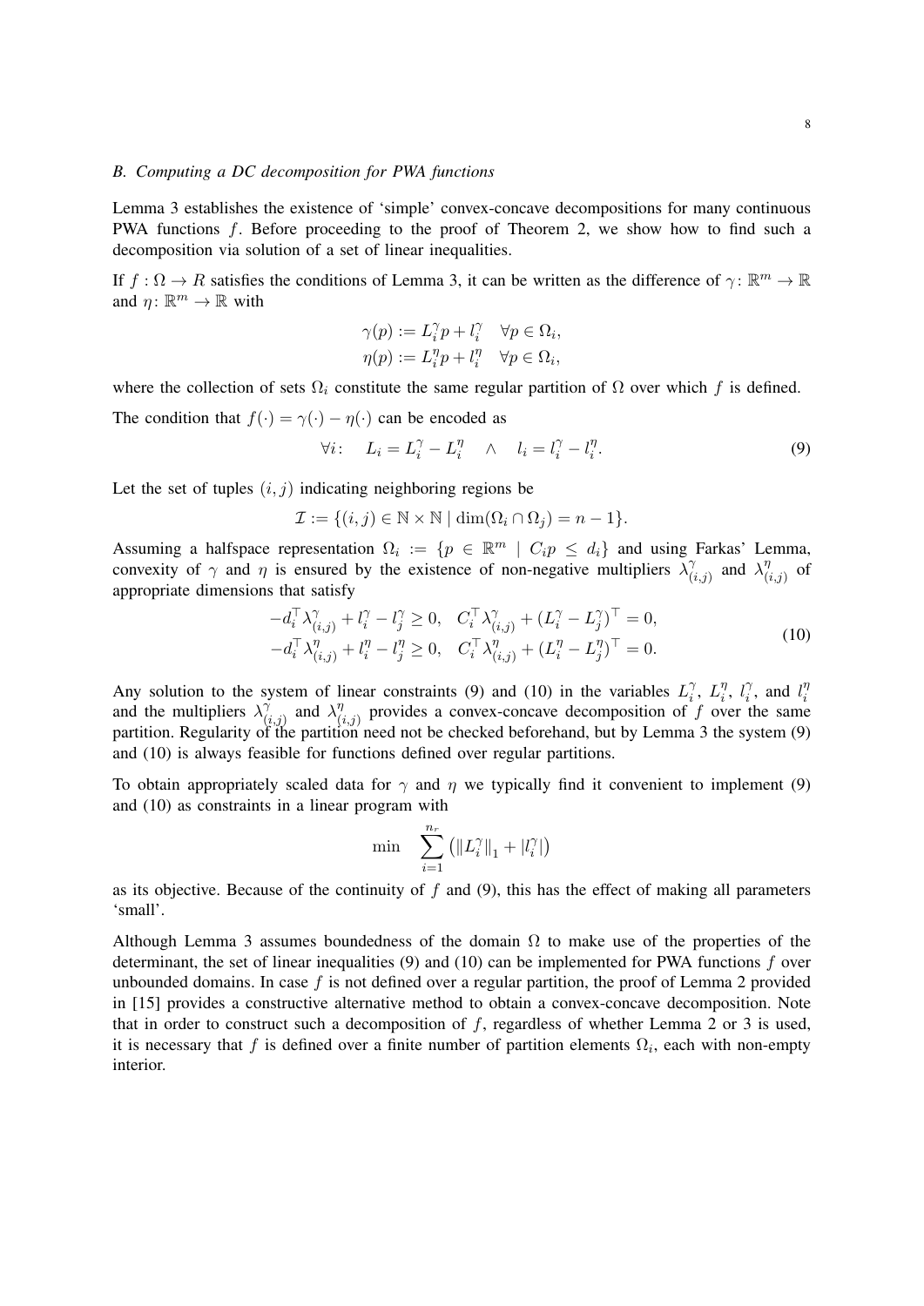### B. Computing a DC decomposition for PWA functions

Lemma 3 establishes the existence of 'simple' convex-concave decompositions for many continuous PWA functions $f$. Before proceeding to the proof of Theorem 2, we show how to find such a decomposition via solution of a set of linear inequalities.

If $f : \Omega \to R$ satisfies the conditions of Lemma 3, it can be written as the difference of $\gamma \colon \mathbb{R}^m \to \mathbb{R}$ and $\eta \colon \mathbb{R}^m \to \mathbb{R}$ with

$$
\begin{aligned}
\gamma(p) &:= L_i^\gamma p + l_i^\gamma \quad \forall p \in \Omega_i, \\
\eta(p) &:= L_i^\eta p + l_i^\eta \quad \forall p \in \Omega_i,
\end{aligned}
$$

where the collection of sets $\Omega_i$ constitute the same regular partition of $\Omega$ over which $f$ is defined.

The condition that $f(\cdot) = \gamma(\cdot) - \eta(\cdot)$ can be encoded as

$$
\forall i: \quad L_i = L_i^\gamma - L_i^\eta \quad \wedge \quad l_i = l_i^\gamma - l_i^\eta. \tag{9}
$$

Let the set of tuples $(i, j)$ indicating neighboring regions be

$$
\mathcal{I} := \{(i, j) \in \mathbb{N} \times \mathbb{N} \mid \dim(\Omega_i \cap \Omega_j) = n - 1\}.
$$

Assuming a halfspace representation $\Omega_i := \{p \in \mathbb{R}^m \mid C_i p \leq d_i\}$ and using Farkas' Lemma, convexity of $\gamma$ and $\eta$ is ensured by the existence of non-negative multipliers $\lambda_{(i,j)}^\gamma$ and $\lambda_{(i,j)}^\eta$ of appropriate dimensions that satisfy

$$
\begin{aligned}
-d_i^\top \lambda_{(i,j)}^\gamma + l_i^\gamma - l_j^\gamma \geq 0, \quad C_i^\top \lambda_{(i,j)}^\gamma + (L_i^\gamma - L_j^\gamma)^\top = 0, \\
-d_i^\top \lambda_{(i,j)}^\eta + l_i^\eta - l_j^\eta \geq 0, \quad C_i^\top \lambda_{(i,j)}^\eta + (L_i^\eta - L_j^\eta)^\top = 0.
\end{aligned} \tag{10}
$$

Any solution to the system of linear constraints (9) and (10) in the variables $L_i^\gamma$, $L_i^\eta$, $l_i^\gamma$, and $l_i^\eta$ and the multipliers $\lambda_{(i,j)}^\gamma$ and $\lambda_{(i,j)}^\eta$ provides a convex-concave decomposition of $f$ over the same partition. Regularity of the partition need not be checked beforehand, but by Lemma 3 the system (9) and (10) is always feasible for functions defined over regular partitions.

To obtain appropriately scaled data for $\gamma$ and $\eta$ we typically find it convenient to implement (9) and (10) as constraints in a linear program with

$$
\min \quad \sum_{i=1}^{n_r} \left( \|L_i^\gamma\|_1 + |l_i^\gamma| \right)
$$

as its objective. Because of the continuity of $f$ and (9), this has the effect of making all parameters 'small'.

Although Lemma 3 assumes boundedness of the domain $\Omega$ to make use of the properties of the determinant, the set of linear inequalities (9) and (10) can be implemented for PWA functions $f$ over unbounded domains. In case $f$ is not defined over a regular partition, the proof of Lemma 2 provided in [15] provides a constructive alternative method to obtain a convex-concave decomposition. Note that in order to construct such a decomposition of $f$, regardless of whether Lemma 2 or 3 is used, it is necessary that $f$ is defined over a finite number of partition elements $\Omega_i$, each with non-empty interior.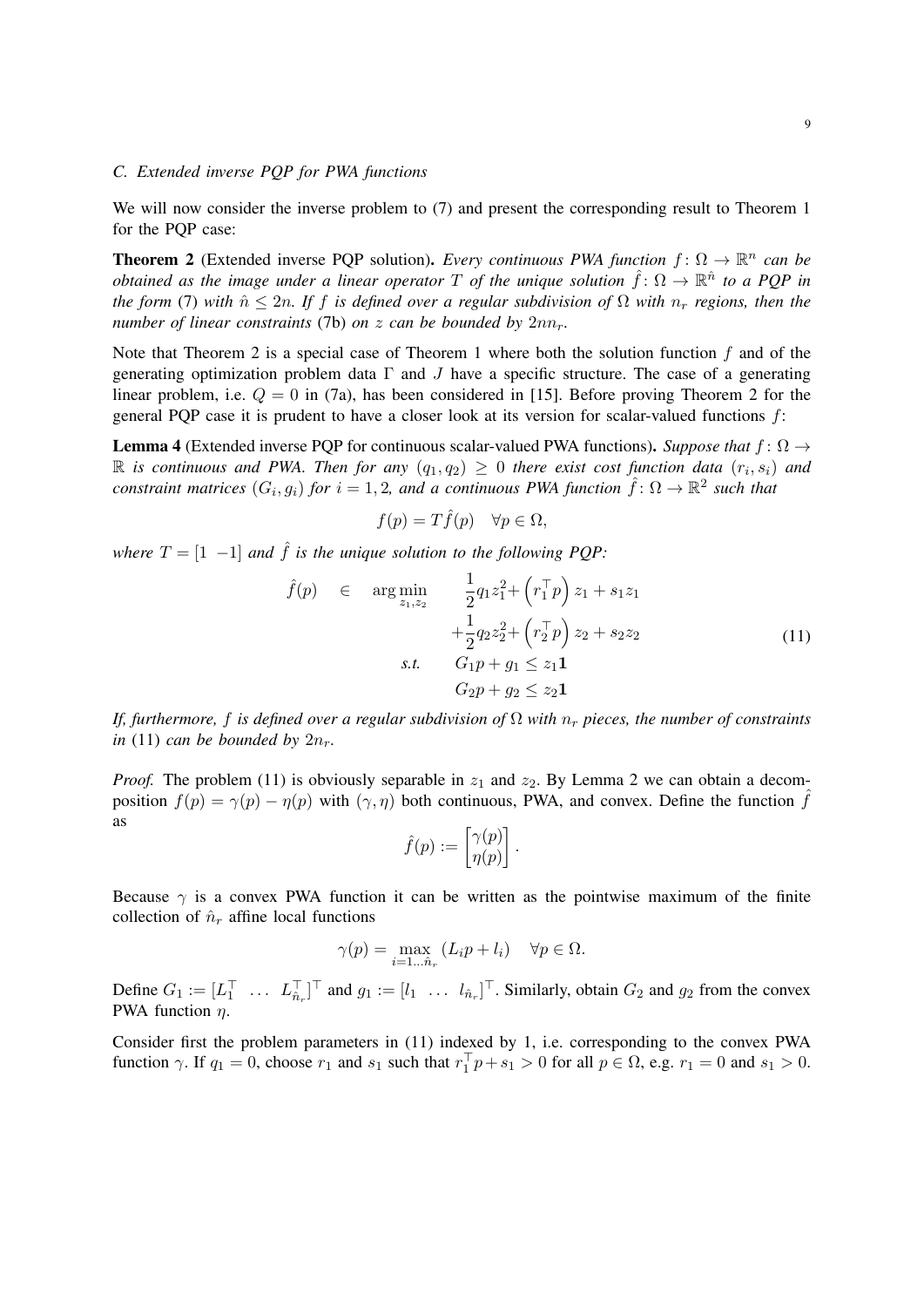### C. Extended inverse PQP for PWA functions

We will now consider the inverse problem to (7) and present the corresponding result to Theorem 1 for the PQP case:

**Theorem 2** (Extended inverse PQP solution). *Every continuous PWA function $f\colon \Omega \to \mathbb{R}^n$ can be obtained as the image under a linear operator $T$ of the unique solution $\hat{f}\colon \Omega \to \mathbb{R}^{\hat{n}}$ to a PQP in the form* (7) *with $\hat{n} \leq 2n$. If $f$ is defined over a regular subdivision of $\Omega$ with $n_r$ regions, then the number of linear constraints* (7b) *on $z$ can be bounded by $2nn_r$.*

Note that Theorem 2 is a special case of Theorem 1 where both the solution function $f$ and of the generating optimization problem data $\Gamma$ and $J$ have a specific structure. The case of a generating linear problem, i.e. $Q = 0$ in (7a), has been considered in [15]. Before proving Theorem 2 for the general PQP case it is prudent to have a closer look at its version for scalar-valued functions $f$:

**Lemma 4** (Extended inverse PQP for continuous scalar-valued PWA functions). *Suppose that $f\colon \Omega \to \mathbb{R}$ is continuous and PWA. Then for any $(q_1, q_2) \geq 0$ there exist cost function data $(r_i, s_i)$ and constraint matrices $(G_i, g_i)$ for $i = 1, 2$, and a continuous PWA function $\hat{f}\colon \Omega \to \mathbb{R}^2$ such that*

$$f(p) = T\hat{f}(p) \quad \forall p \in \Omega,$$

*where $T = [1 \ -1]$ and $\hat{f}$ is the unique solution to the following PQP:*

$$\begin{aligned}
\hat{f}(p) \quad \in \quad \arg\min_{z_1, z_2} \quad & \frac{1}{2}q_1 z_1^2 + \left(r_1^\top p\right) z_1 + s_1 z_1 \\
& + \frac{1}{2}q_2 z_2^2 + \left(r_2^\top p\right) z_2 + s_2 z_2 \\
\text{s.t.} \quad & G_1 p + g_1 \leq z_1 \mathbf{1} \\
& G_2 p + g_2 \leq z_2 \mathbf{1}
\end{aligned} \tag{11}$$

*If, furthermore, $f$ is defined over a regular subdivision of $\Omega$ with $n_r$ pieces, the number of constraints in* (11) *can be bounded by $2n_r$.*

*Proof.* The problem (11) is obviously separable in $z_1$ and $z_2$. By Lemma 2 we can obtain a decomposition $f(p) = \gamma(p) - \eta(p)$ with $(\gamma, \eta)$ both continuous, PWA, and convex. Define the function $\hat{f}$ as

$$\hat{f}(p) := \begin{bmatrix} \gamma(p) \\ \eta(p) \end{bmatrix}.$$

Because $\gamma$ is a convex PWA function it can be written as the pointwise maximum of the finite collection of $\hat{n}_r$ affine local functions

$$\gamma(p) = \max_{i=1\ldots\hat{n}_r} (L_i p + l_i) \quad \forall p \in \Omega.$$

Define $G_1 := [L_1^\top \ \ldots \ L_{\hat{n}_r}^\top]^\top$ and $g_1 := [l_1 \ \ldots \ l_{\hat{n}_r}]^\top$. Similarly, obtain $G_2$ and $g_2$ from the convex PWA function $\eta$.

Consider first the problem parameters in (11) indexed by 1, i.e. corresponding to the convex PWA function $\gamma$. If $q_1 = 0$, choose $r_1$ and $s_1$ such that $r_1^\top p + s_1 > 0$ for all $p \in \Omega$, e.g. $r_1 = 0$ and $s_1 > 0$.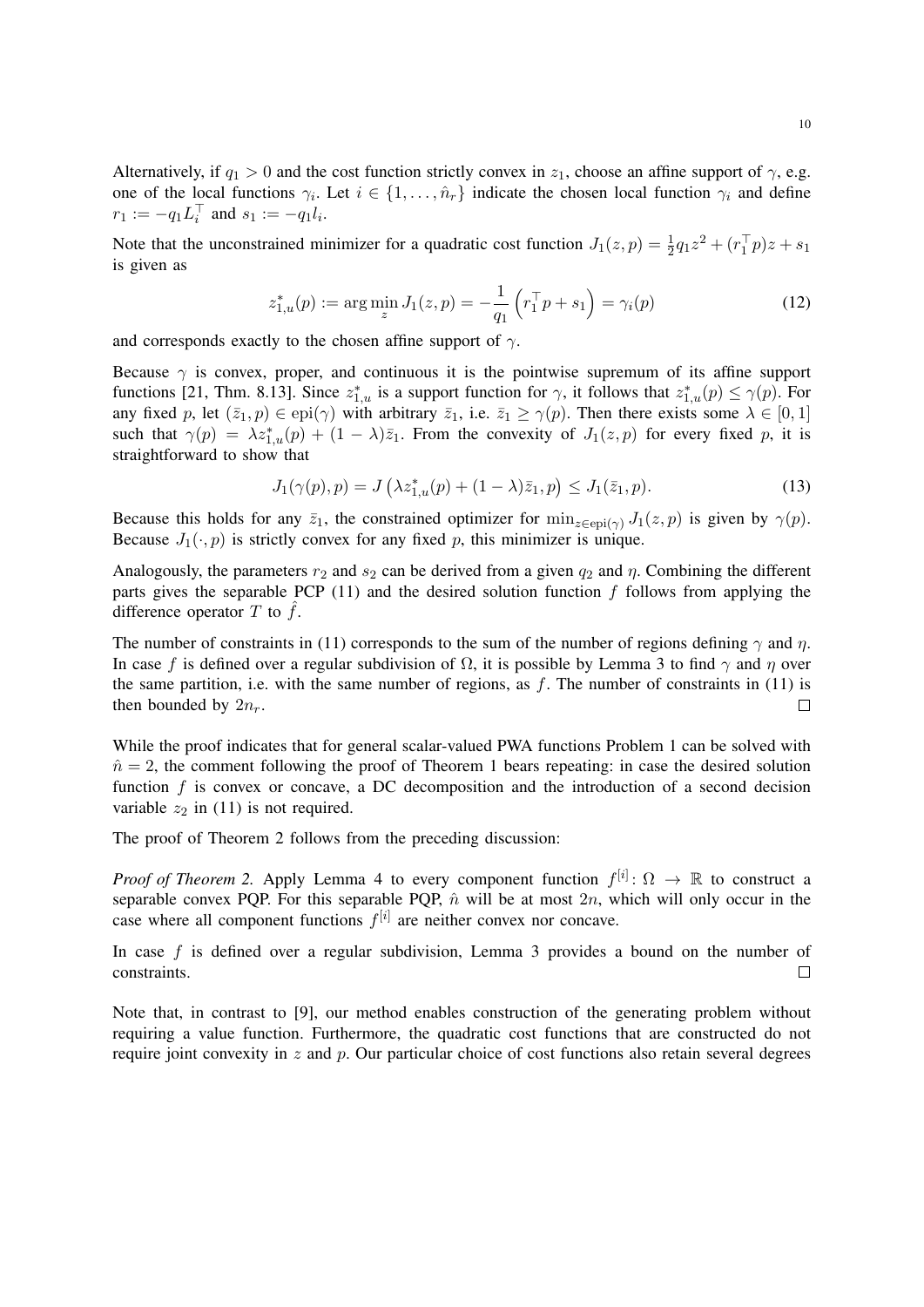Alternatively, if $q_1 > 0$ and the cost function strictly convex in $z_1$, choose an affine support of $\gamma$, e.g. one of the local functions $\gamma_i$. Let $i \in \{1, \dots, \hat{n}_r\}$ indicate the chosen local function $\gamma_i$ and define $r_1 := -q_1 L_i^\top$ and $s_1 := -q_1 l_i$.

Note that the unconstrained minimizer for a quadratic cost function $J_1(z, p) = \frac{1}{2} q_1 z^2 + (r_1^\top p) z + s_1$ is given as

$$z_{1,u}^*(p) := \arg\min_z J_1(z, p) = -\frac{1}{q_1} \left( r_1^\top p + s_1 \right) = \gamma_i(p) \tag{12}$$

and corresponds exactly to the chosen affine support of $\gamma$.

Because $\gamma$ is convex, proper, and continuous it is the pointwise supremum of its affine support functions [21, Thm. 8.13]. Since $z_{1,u}^*$ is a support function for $\gamma$, it follows that $z_{1,u}^*(p) \leq \gamma(p)$. For any fixed $p$, let $(\bar{z}_1, p) \in \operatorname{epi}(\gamma)$ with arbitrary $\bar{z}_1$, i.e. $\bar{z}_1 \geq \gamma(p)$. Then there exists some $\lambda \in [0, 1]$ such that $\gamma(p) = \lambda z_{1,u}^*(p) + (1 - \lambda)\bar{z}_1$. From the convexity of $J_1(z, p)$ for every fixed $p$, it is straightforward to show that

$$J_1(\gamma(p), p) = J\left(\lambda z_{1,u}^*(p) + (1 - \lambda)\bar{z}_1, p\right) \leq J_1(\bar{z}_1, p). \tag{13}$$

Because this holds for any $\bar{z}_1$, the constrained optimizer for $\min_{z \in \operatorname{epi}(\gamma)} J_1(z, p)$ is given by $\gamma(p)$. Because $J_1(\cdot, p)$ is strictly convex for any fixed $p$, this minimizer is unique.

Analogously, the parameters $r_2$ and $s_2$ can be derived from a given $q_2$ and $\eta$. Combining the different parts gives the separable PCP (11) and the desired solution function $f$ follows from applying the difference operator $T$ to $\hat{f}$.

The number of constraints in (11) corresponds to the sum of the number of regions defining $\gamma$ and $\eta$. In case $f$ is defined over a regular subdivision of $\Omega$, it is possible by Lemma 3 to find $\gamma$ and $\eta$ over the same partition, i.e. with the same number of regions, as $f$. The number of constraints in (11) is then bounded by $2n_r$. $\square$

While the proof indicates that for general scalar-valued PWA functions Problem 1 can be solved with $\hat{n} = 2$, the comment following the proof of Theorem 1 bears repeating: in case the desired solution function $f$ is convex or concave, a DC decomposition and the introduction of a second decision variable $z_2$ in (11) is not required.

The proof of Theorem 2 follows from the preceding discussion:

*Proof of Theorem 2.* Apply Lemma 4 to every component function $f^{[i]} \colon \Omega \to \mathbb{R}$ to construct a separable convex PQP. For this separable PQP, $\hat{n}$ will be at most $2n$, which will only occur in the case where all component functions $f^{[i]}$ are neither convex nor concave.

In case $f$ is defined over a regular subdivision, Lemma 3 provides a bound on the number of constraints. $\square$

Note that, in contrast to [9], our method enables construction of the generating problem without requiring a value function. Furthermore, the quadratic cost functions that are constructed do not require joint convexity in $z$ and $p$. Our particular choice of cost functions also retain several degrees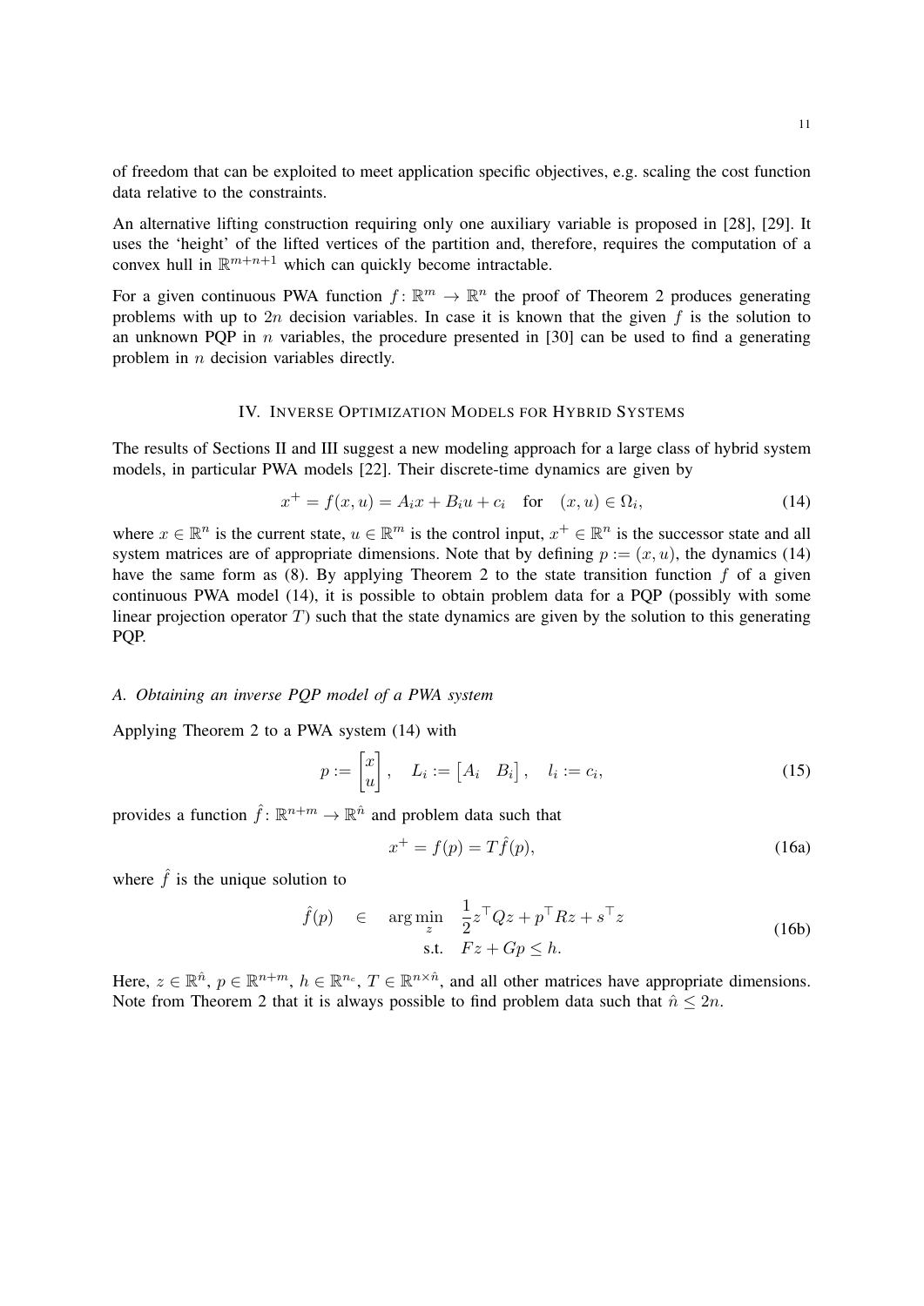of freedom that can be exploited to meet application specific objectives, e.g. scaling the cost function data relative to the constraints.

An alternative lifting construction requiring only one auxiliary variable is proposed in [28], [29]. It uses the 'height' of the lifted vertices of the partition and, therefore, requires the computation of a convex hull in $\mathbb{R}^{m+n+1}$ which can quickly become intractable.

For a given continuous PWA function $f\colon \mathbb{R}^m \to \mathbb{R}^n$ the proof of Theorem 2 produces generating problems with up to $2n$ decision variables. In case it is known that the given $f$ is the solution to an unknown PQP in $n$ variables, the procedure presented in [30] can be used to find a generating problem in $n$ decision variables directly.

## IV. Inverse Optimization Models for Hybrid Systems

The results of Sections II and III suggest a new modeling approach for a large class of hybrid system models, in particular PWA models [22]. Their discrete-time dynamics are given by

$$x^+ = f(x,u) = A_i x + B_i u + c_i \quad \text{for} \quad (x,u) \in \Omega_i, \tag{14}$$

where $x \in \mathbb{R}^n$ is the current state, $u \in \mathbb{R}^m$ is the control input, $x^+ \in \mathbb{R}^n$ is the successor state and all system matrices are of appropriate dimensions. Note that by defining $p := (x,u)$, the dynamics (14) have the same form as (8). By applying Theorem 2 to the state transition function $f$ of a given continuous PWA model (14), it is possible to obtain problem data for a PQP (possibly with some linear projection operator $T$) such that the state dynamics are given by the solution to this generating PQP.

### *A. Obtaining an inverse PQP model of a PWA system*

Applying Theorem 2 to a PWA system (14) with

$$p := \begin{bmatrix} x \\ u \end{bmatrix}, \quad L_i := \begin{bmatrix} A_i & B_i \end{bmatrix}, \quad l_i := c_i, \tag{15}$$

provides a function $\hat{f}\colon \mathbb{R}^{n+m} \to \mathbb{R}^{\hat{n}}$ and problem data such that

$$x^+ = f(p) = T\hat{f}(p), \tag{16a}$$

where $\hat{f}$ is the unique solution to

$$\begin{aligned} \hat{f}(p) \quad \in \quad \arg\min_{z} \quad & \frac{1}{2} z^\top Q z + p^\top R z + s^\top z \\ \text{s.t.} \quad & Fz + Gp \leq h. \end{aligned} \tag{16b}$$

Here, $z \in \mathbb{R}^{\hat{n}}$, $p \in \mathbb{R}^{n+m}$, $h \in \mathbb{R}^{n_c}$, $T \in \mathbb{R}^{n \times \hat{n}}$, and all other matrices have appropriate dimensions. Note from Theorem 2 that it is always possible to find problem data such that $\hat{n} \leq 2n$.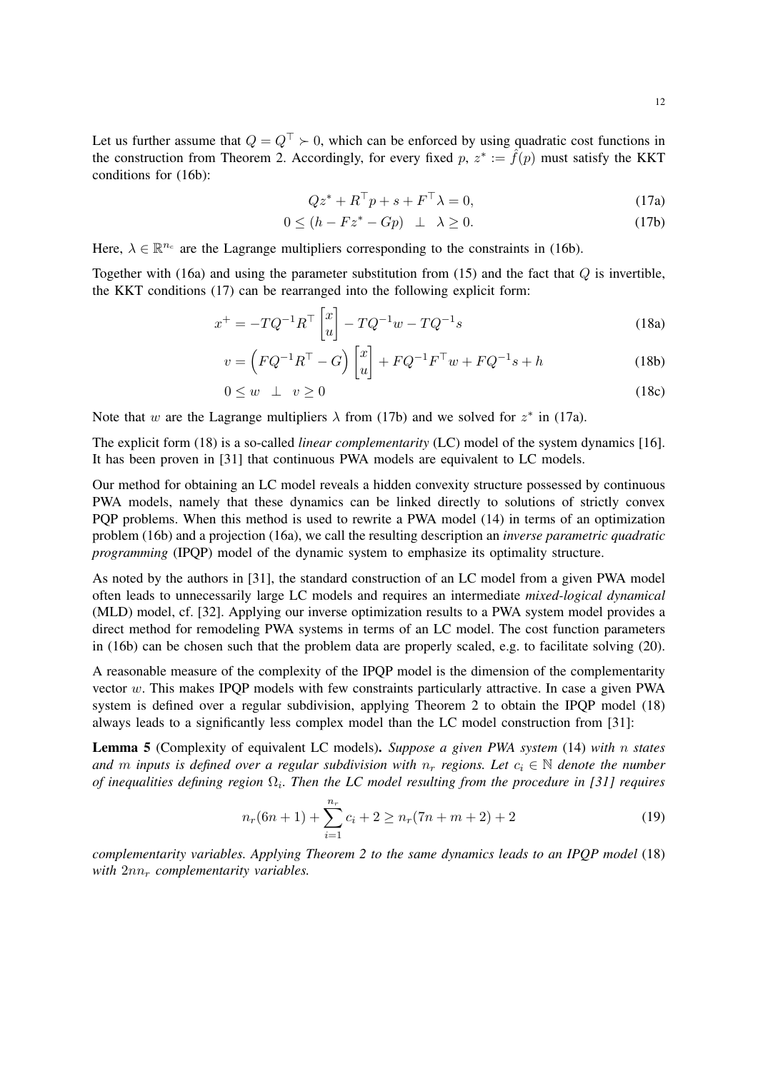Let us further assume that $Q = Q^\top \succ 0$, which can be enforced by using quadratic cost functions in the construction from Theorem 2. Accordingly, for every fixed $p$, $z^* := \hat{f}(p)$ must satisfy the KKT conditions for (16b):

$$Qz^* + R^\top p + s + F^\top \lambda = 0, \tag{17a}$$

$$0 \leq (h - Fz^* - Gp) \quad \perp \quad \lambda \geq 0. \tag{17b}$$

Here, $\lambda \in \mathbb{R}^{n_c}$ are the Lagrange multipliers corresponding to the constraints in (16b).

Together with (16a) and using the parameter substitution from (15) and the fact that $Q$ is invertible, the KKT conditions (17) can be rearranged into the following explicit form:

$$x^+ = -TQ^{-1}R^\top \begin{bmatrix} x \\ u \end{bmatrix} - TQ^{-1}w - TQ^{-1}s \tag{18a}$$

$$v = \left( FQ^{-1}R^\top - G \right) \begin{bmatrix} x \\ u \end{bmatrix} + FQ^{-1}F^\top w + FQ^{-1}s + h \tag{18b}$$

$$0 \leq w \quad \perp \quad v \geq 0 \tag{18c}$$

Note that $w$ are the Lagrange multipliers $\lambda$ from (17b) and we solved for $z^*$ in (17a).

The explicit form (18) is a so-called *linear complementarity* (LC) model of the system dynamics [16]. It has been proven in [31] that continuous PWA models are equivalent to LC models.

Our method for obtaining an LC model reveals a hidden convexity structure possessed by continuous PWA models, namely that these dynamics can be linked directly to solutions of strictly convex PQP problems. When this method is used to rewrite a PWA model (14) in terms of an optimization problem (16b) and a projection (16a), we call the resulting description an *inverse parametric quadratic programming* (IPQP) model of the dynamic system to emphasize its optimality structure.

As noted by the authors in [31], the standard construction of an LC model from a given PWA model often leads to unnecessarily large LC models and requires an intermediate *mixed-logical dynamical* (MLD) model, cf. [32]. Applying our inverse optimization results to a PWA system model provides a direct method for remodeling PWA systems in terms of an LC model. The cost function parameters in (16b) can be chosen such that the problem data are properly scaled, e.g. to facilitate solving (20).

A reasonable measure of the complexity of the IPQP model is the dimension of the complementarity vector $w$. This makes IPQP models with few constraints particularly attractive. In case a given PWA system is defined over a regular subdivision, applying Theorem 2 to obtain the IPQP model (18) always leads to a significantly less complex model than the LC model construction from [31]:

**Lemma 5** (Complexity of equivalent LC models)**.** *Suppose a given PWA system* (14) *with $n$ states and $m$ inputs is defined over a regular subdivision with $n_r$ regions. Let $c_i \in \mathbb{N}$ denote the number of inequalities defining region $\Omega_i$. Then the LC model resulting from the procedure in [31] requires*

$$n_r(6n + 1) + \sum_{i=1}^{n_r} c_i + 2 \geq n_r(7n + m + 2) + 2 \tag{19}$$

*complementarity variables. Applying Theorem 2 to the same dynamics leads to an IPQP model* (18) *with $2nn_r$ complementarity variables.*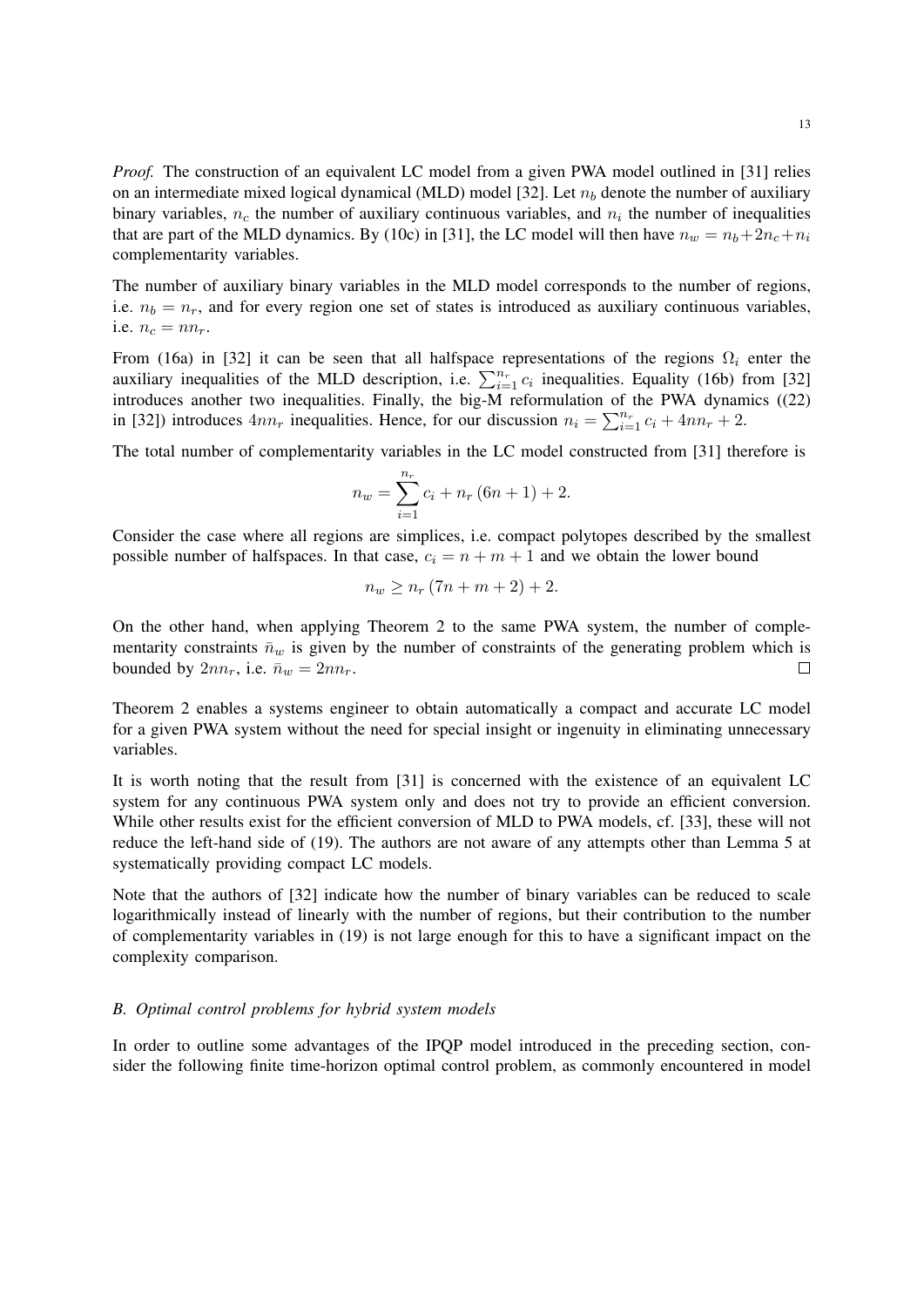*Proof.* The construction of an equivalent LC model from a given PWA model outlined in [31] relies on an intermediate mixed logical dynamical (MLD) model [32]. Let $n_b$ denote the number of auxiliary binary variables, $n_c$ the number of auxiliary continuous variables, and $n_i$ the number of inequalities that are part of the MLD dynamics. By (10c) in [31], the LC model will then have $n_w = n_b + 2n_c + n_i$ complementarity variables.

The number of auxiliary binary variables in the MLD model corresponds to the number of regions, i.e. $n_b = n_r$, and for every region one set of states is introduced as auxiliary continuous variables, i.e. $n_c = nn_r$.

From (16a) in [32] it can be seen that all halfspace representations of the regions $\Omega_i$ enter the auxiliary inequalities of the MLD description, i.e. $\sum_{i=1}^{n_r} c_i$ inequalities. Equality (16b) from [32] introduces another two inequalities. Finally, the big-M reformulation of the PWA dynamics ((22) in [32]) introduces $4nn_r$ inequalities. Hence, for our discussion $n_i = \sum_{i=1}^{n_r} c_i + 4nn_r + 2$.

The total number of complementarity variables in the LC model constructed from [31] therefore is

$$n_w = \sum_{i=1}^{n_r} c_i + n_r\,(6n+1) + 2.$$

Consider the case where all regions are simplices, i.e. compact polytopes described by the smallest possible number of halfspaces. In that case, $c_i = n + m + 1$ and we obtain the lower bound

$$n_w \geq n_r\,(7n + m + 2) + 2.$$

On the other hand, when applying Theorem 2 to the same PWA system, the number of complementarity constraints $\bar{n}_w$ is given by the number of constraints of the generating problem which is bounded by $2nn_r$, i.e. $\bar{n}_w = 2nn_r$. □

Theorem 2 enables a systems engineer to obtain automatically a compact and accurate LC model for a given PWA system without the need for special insight or ingenuity in eliminating unnecessary variables.

It is worth noting that the result from [31] is concerned with the existence of an equivalent LC system for any continuous PWA system only and does not try to provide an efficient conversion. While other results exist for the efficient conversion of MLD to PWA models, cf. [33], these will not reduce the left-hand side of (19). The authors are not aware of any attempts other than Lemma 5 at systematically providing compact LC models.

Note that the authors of [32] indicate how the number of binary variables can be reduced to scale logarithmically instead of linearly with the number of regions, but their contribution to the number of complementarity variables in (19) is not large enough for this to have a significant impact on the complexity comparison.

### *B. Optimal control problems for hybrid system models*

In order to outline some advantages of the IPQP model introduced in the preceding section, consider the following finite time-horizon optimal control problem, as commonly encountered in model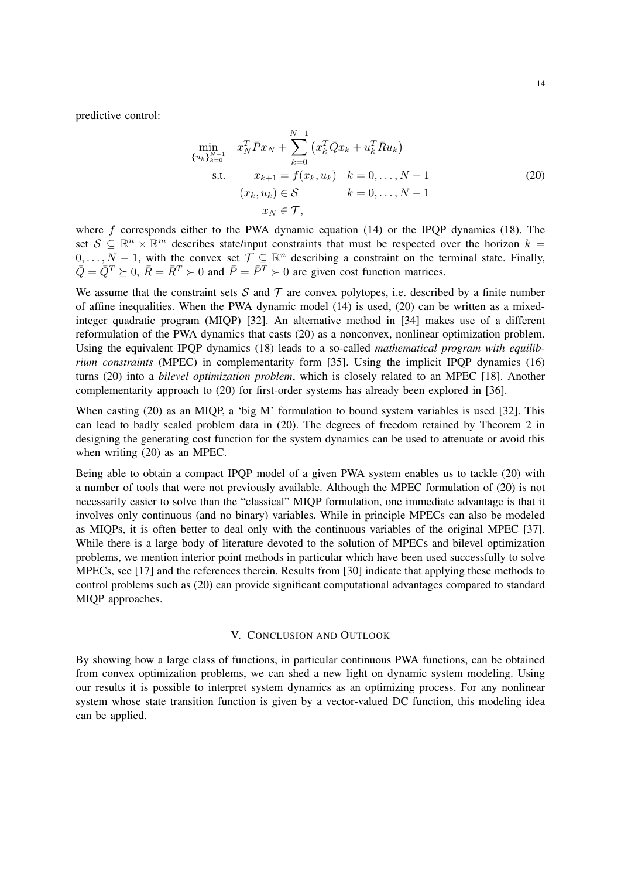predictive control:

$$
\begin{aligned}
\min_{\{u_k\}_{k=0}^{N-1}} \quad & x_N^T \bar{P} x_N + \sum_{k=0}^{N-1} \left( x_k^T \bar{Q} x_k + u_k^T \bar{R} u_k \right) \\
\text{s.t.} \quad & x_{k+1} = f(x_k, u_k) \quad k = 0, \ldots, N-1 \\
& (x_k, u_k) \in \mathcal{S} \qquad\quad\; k = 0, \ldots, N-1 \\
& x_N \in \mathcal{T},
\end{aligned}
\tag{20}
$$

where $f$ corresponds either to the PWA dynamic equation (14) or the IPQP dynamics (18). The set $\mathcal{S} \subseteq \mathbb{R}^n \times \mathbb{R}^m$ describes state/input constraints that must be respected over the horizon $k = 0, \ldots, N-1$, with the convex set $\mathcal{T} \subseteq \mathbb{R}^n$ describing a constraint on the terminal state. Finally, $\bar{Q} = \bar{Q}^T \succeq 0$, $\bar{R} = \bar{R}^T \succ 0$ and $\bar{P} = \bar{P}^T \succ 0$ are given cost function matrices.

We assume that the constraint sets $\mathcal{S}$ and $\mathcal{T}$ are convex polytopes, i.e. described by a finite number of affine inequalities. When the PWA dynamic model (14) is used, (20) can be written as a mixed-integer quadratic program (MIQP) [32]. An alternative method in [34] makes use of a different reformulation of the PWA dynamics that casts (20) as a nonconvex, nonlinear optimization problem. Using the equivalent IPQP dynamics (18) leads to a so-called *mathematical program with equilibrium constraints* (MPEC) in complementarity form [35]. Using the implicit IPQP dynamics (16) turns (20) into a *bilevel optimization problem*, which is closely related to an MPEC [18]. Another complementarity approach to (20) for first-order systems has already been explored in [36].

When casting (20) as an MIQP, a 'big M' formulation to bound system variables is used [32]. This can lead to badly scaled problem data in (20). The degrees of freedom retained by Theorem 2 in designing the generating cost function for the system dynamics can be used to attenuate or avoid this when writing (20) as an MPEC.

Being able to obtain a compact IPQP model of a given PWA system enables us to tackle (20) with a number of tools that were not previously available. Although the MPEC formulation of (20) is not necessarily easier to solve than the "classical" MIQP formulation, one immediate advantage is that it involves only continuous (and no binary) variables. While in principle MPECs can also be modeled as MIQPs, it is often better to deal only with the continuous variables of the original MPEC [37]. While there is a large body of literature devoted to the solution of MPECs and bilevel optimization problems, we mention interior point methods in particular which have been used successfully to solve MPECs, see [17] and the references therein. Results from [30] indicate that applying these methods to control problems such as (20) can provide significant computational advantages compared to standard MIQP approaches.

## V. Conclusion and Outlook

By showing how a large class of functions, in particular continuous PWA functions, can be obtained from convex optimization problems, we can shed a new light on dynamic system modeling. Using our results it is possible to interpret system dynamics as an optimizing process. For any nonlinear system whose state transition function is given by a vector-valued DC function, this modeling idea can be applied.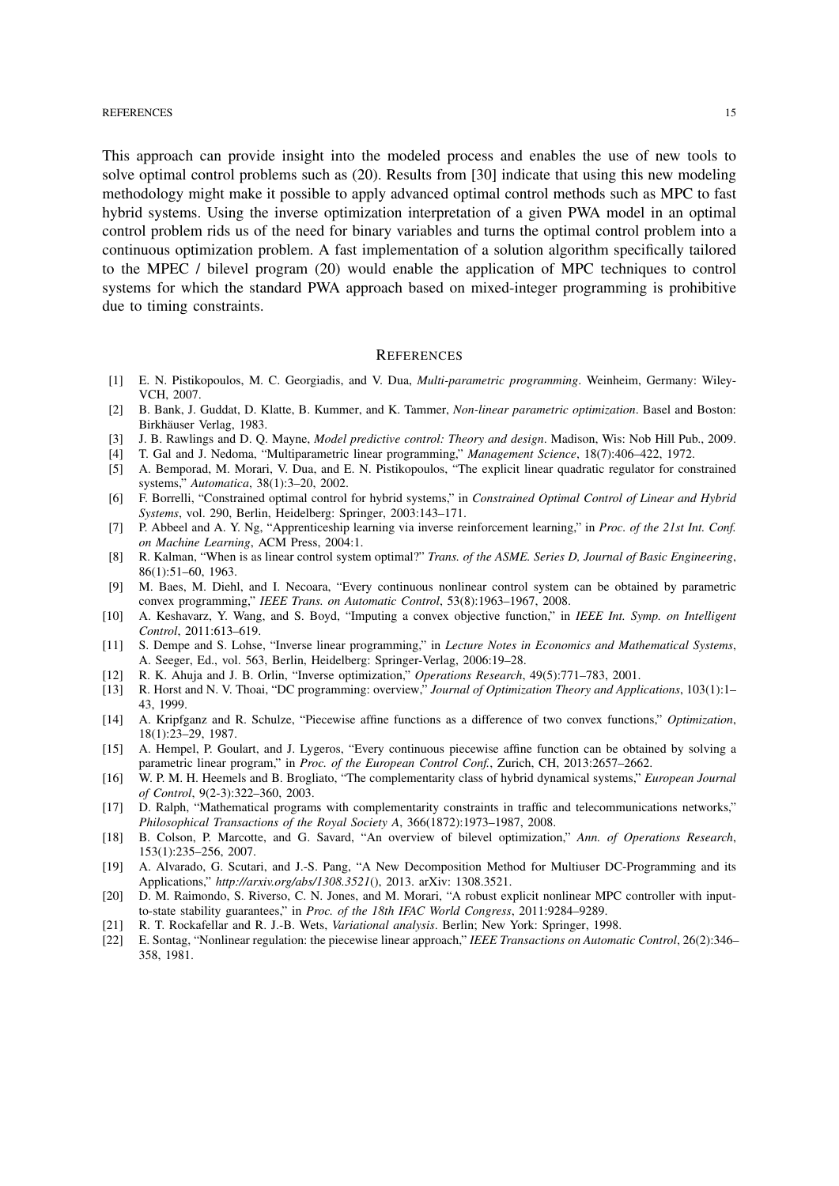This approach can provide insight into the modeled process and enables the use of new tools to solve optimal control problems such as (20). Results from [30] indicate that using this new modeling methodology might make it possible to apply advanced optimal control methods such as MPC to fast hybrid systems. Using the inverse optimization interpretation of a given PWA model in an optimal control problem rids us of the need for binary variables and turns the optimal control problem into a continuous optimization problem. A fast implementation of a solution algorithm specifically tailored to the MPEC / bilevel program (20) would enable the application of MPC techniques to control systems for which the standard PWA approach based on mixed-integer programming is prohibitive due to timing constraints.

## References

[1] E. N. Pistikopoulos, M. C. Georgiadis, and V. Dua, *Multi-parametric programming*. Weinheim, Germany: Wiley-VCH, 2007.

[2] B. Bank, J. Guddat, D. Klatte, B. Kummer, and K. Tammer, *Non-linear parametric optimization*. Basel and Boston: Birkhäuser Verlag, 1983.

[3] J. B. Rawlings and D. Q. Mayne, *Model predictive control: Theory and design*. Madison, Wis: Nob Hill Pub., 2009.

[4] T. Gal and J. Nedoma, "Multiparametric linear programming," *Management Science*, 18(7):406–422, 1972.

[5] A. Bemporad, M. Morari, V. Dua, and E. N. Pistikopoulos, "The explicit linear quadratic regulator for constrained systems," *Automatica*, 38(1):3–20, 2002.

[6] F. Borrelli, "Constrained optimal control for hybrid systems," in *Constrained Optimal Control of Linear and Hybrid Systems*, vol. 290, Berlin, Heidelberg: Springer, 2003:143–171.

[7] P. Abbeel and A. Y. Ng, "Apprenticeship learning via inverse reinforcement learning," in *Proc. of the 21st Int. Conf. on Machine Learning*, ACM Press, 2004:1.

[8] R. Kalman, "When is as linear control system optimal?" *Trans. of the ASME. Series D, Journal of Basic Engineering*, 86(1):51–60, 1963.

[9] M. Baes, M. Diehl, and I. Necoara, "Every continuous nonlinear control system can be obtained by parametric convex programming," *IEEE Trans. on Automatic Control*, 53(8):1963–1967, 2008.

[10] A. Keshavarz, Y. Wang, and S. Boyd, "Imputing a convex objective function," in *IEEE Int. Symp. on Intelligent Control*, 2011:613–619.

[11] S. Dempe and S. Lohse, "Inverse linear programming," in *Lecture Notes in Economics and Mathematical Systems*, A. Seeger, Ed., vol. 563, Berlin, Heidelberg: Springer-Verlag, 2006:19–28.

[12] R. K. Ahuja and J. B. Orlin, "Inverse optimization," *Operations Research*, 49(5):771–783, 2001.

[13] R. Horst and N. V. Thoai, "DC programming: overview," *Journal of Optimization Theory and Applications*, 103(1):1–43, 1999.

[14] A. Kripfganz and R. Schulze, "Piecewise affine functions as a difference of two convex functions," *Optimization*, 18(1):23–29, 1987.

[15] A. Hempel, P. Goulart, and J. Lygeros, "Every continuous piecewise affine function can be obtained by solving a parametric linear program," in *Proc. of the European Control Conf.*, Zurich, CH, 2013:2657–2662.

[16] W. P. M. H. Heemels and B. Brogliato, "The complementarity class of hybrid dynamical systems," *European Journal of Control*, 9(2-3):322–360, 2003.

[17] D. Ralph, "Mathematical programs with complementarity constraints in traffic and telecommunications networks," *Philosophical Transactions of the Royal Society A*, 366(1872):1973–1987, 2008.

[18] B. Colson, P. Marcotte, and G. Savard, "An overview of bilevel optimization," *Ann. of Operations Research*, 153(1):235–256, 2007.

[19] A. Alvarado, G. Scutari, and J.-S. Pang, "A New Decomposition Method for Multiuser DC-Programming and its Applications," *http://arxiv.org/abs/1308.3521*(), 2013. arXiv: 1308.3521.

[20] D. M. Raimondo, S. Riverso, C. N. Jones, and M. Morari, "A robust explicit nonlinear MPC controller with input-to-state stability guarantees," in *Proc. of the 18th IFAC World Congress*, 2011:9284–9289.

[21] R. T. Rockafellar and R. J.-B. Wets, *Variational analysis*. Berlin; New York: Springer, 1998.

[22] E. Sontag, "Nonlinear regulation: the piecewise linear approach," *IEEE Transactions on Automatic Control*, 26(2):346–358, 1981.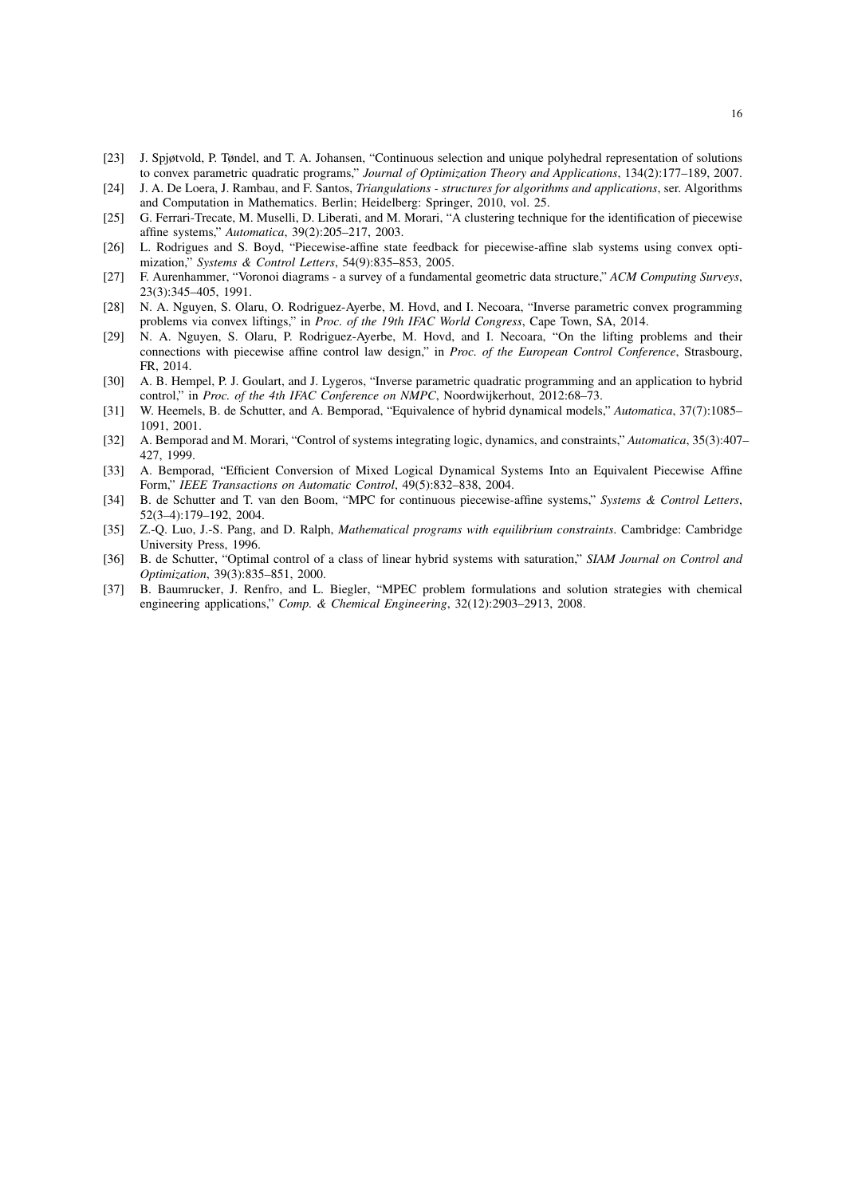[23] J. Spjøtvold, P. Tøndel, and T. A. Johansen, "Continuous selection and unique polyhedral representation of solutions to convex parametric quadratic programs," *Journal of Optimization Theory and Applications*, 134(2):177–189, 2007.

[24] J. A. De Loera, J. Rambau, and F. Santos, *Triangulations - structures for algorithms and applications*, ser. Algorithms and Computation in Mathematics. Berlin; Heidelberg: Springer, 2010, vol. 25.

[25] G. Ferrari-Trecate, M. Muselli, D. Liberati, and M. Morari, "A clustering technique for the identification of piecewise affine systems," *Automatica*, 39(2):205–217, 2003.

[26] L. Rodrigues and S. Boyd, "Piecewise-affine state feedback for piecewise-affine slab systems using convex optimization," *Systems & Control Letters*, 54(9):835–853, 2005.

[27] F. Aurenhammer, "Voronoi diagrams - a survey of a fundamental geometric data structure," *ACM Computing Surveys*, 23(3):345–405, 1991.

[28] N. A. Nguyen, S. Olaru, O. Rodriguez-Ayerbe, M. Hovd, and I. Necoara, "Inverse parametric convex programming problems via convex liftings," in *Proc. of the 19th IFAC World Congress*, Cape Town, SA, 2014.

[29] N. A. Nguyen, S. Olaru, P. Rodriguez-Ayerbe, M. Hovd, and I. Necoara, "On the lifting problems and their connections with piecewise affine control law design," in *Proc. of the European Control Conference*, Strasbourg, FR, 2014.

[30] A. B. Hempel, P. J. Goulart, and J. Lygeros, "Inverse parametric quadratic programming and an application to hybrid control," in *Proc. of the 4th IFAC Conference on NMPC*, Noordwijkerhout, 2012:68–73.

[31] W. Heemels, B. de Schutter, and A. Bemporad, "Equivalence of hybrid dynamical models," *Automatica*, 37(7):1085–1091, 2001.

[32] A. Bemporad and M. Morari, "Control of systems integrating logic, dynamics, and constraints," *Automatica*, 35(3):407–427, 1999.

[33] A. Bemporad, "Efficient Conversion of Mixed Logical Dynamical Systems Into an Equivalent Piecewise Affine Form," *IEEE Transactions on Automatic Control*, 49(5):832–838, 2004.

[34] B. de Schutter and T. van den Boom, "MPC for continuous piecewise-affine systems," *Systems & Control Letters*, 52(3–4):179–192, 2004.

[35] Z.-Q. Luo, J.-S. Pang, and D. Ralph, *Mathematical programs with equilibrium constraints*. Cambridge: Cambridge University Press, 1996.

[36] B. de Schutter, "Optimal control of a class of linear hybrid systems with saturation," *SIAM Journal on Control and Optimization*, 39(3):835–851, 2000.

[37] B. Baumrucker, J. Renfro, and L. Biegler, "MPEC problem formulations and solution strategies with chemical engineering applications," *Comp. & Chemical Engineering*, 32(12):2903–2913, 2008.